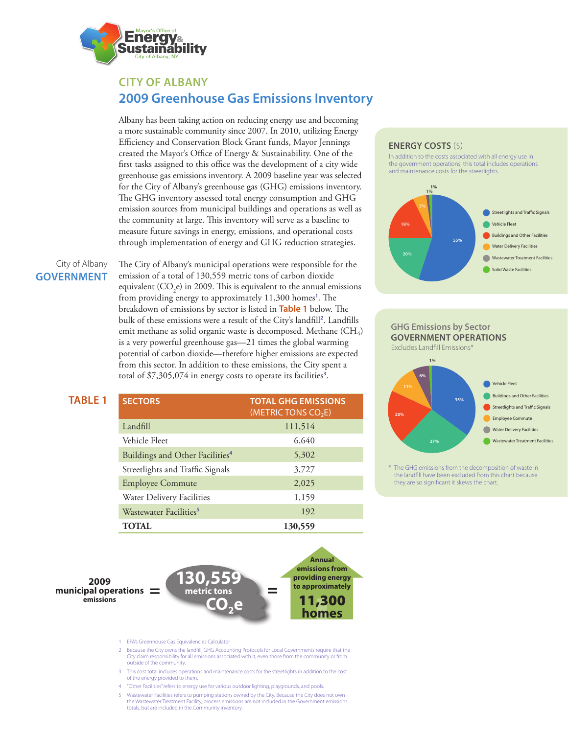Mayor's Office of Energy & Sustainability
City of Albany, NY

# CITY OF ALBANY
## 2009 Greenhouse Gas Emissions Inventory

Albany has been taking action on reducing energy use and becoming a more sustainable community since 2007. In 2010, utilizing Energy Efficiency and Conservation Block Grant funds, Mayor Jennings created the Mayor's Office of Energy & Sustainability. One of the first tasks assigned to this office was the development of a city wide greenhouse gas emissions inventory. A 2009 baseline year was selected for the City of Albany's greenhouse gas (GHG) emissions inventory. The GHG inventory assessed total energy consumption and GHG emission sources from municipal buildings and operations as well as the community at large. This inventory will serve as a baseline to measure future savings in energy, emissions, and operational costs through implementation of energy and GHG reduction strategies.

### City of Albany GOVERNMENT

The City of Albany's municipal operations were responsible for the emission of a total of 130,559 metric tons of carbon dioxide equivalent ($CO_2e$) in 2009. This is equivalent to the annual emissions from providing energy to approximately 11,300 homes[1]. The breakdown of emissions by sector is listed in **Table 1** below. The bulk of these emissions were a result of the City's landfill[2]. Landfills emit methane as solid organic waste is decomposed. Methane ($CH_4$) is a very powerful greenhouse gas—21 times the global warming potential of carbon dioxide—therefore higher emissions are expected from this sector. In addition to these emissions, the City spent a total of $7,305,074 in energy costs to operate its facilities[3].

**TABLE 1**

| SECTORS | TOTAL GHG EMISSIONS (METRIC TONS $CO_2E$) |
|---|---|
| Landfill | 111,514 |
| Vehicle Fleet | 6,640 |
| Buildings and Other Facilities[4] | 5,302 |
| Streetlights and Traffic Signals | 3,727 |
| Employee Commute | 2,025 |
| Water Delivery Facilities | 1,159 |
| Wastewater Facilities[5] | 192 |
| **TOTAL** | **130,559** |

**2009 municipal operations emissions** = **130,559 metric tons $CO_2e$** = **Annual emissions from providing energy to approximately 11,300 homes**

### ENERGY COSTS ($)

In addition to the costs associated with all energy use in the government operations, this total includes operations and maintenance costs for the streetlights.

- Streetlights and Traffic Signals: 55%
- Vehicle Fleet: 20%
- Buildings and Other Facilities: 18%
- Water Delivery Facilities: 5%
- Wastewater Treatment Facilities: 1%
- Solid Waste Facilities: 1%

### GHG Emissions by Sector GOVERNMENT OPERATIONS

Excludes Landfill Emissions*

- Vehicle Fleet: 35%
- Buildings and Other Facilities: 27%
- Streetlights and Traffic Signals: 20%
- Employee Commute: 11%
- Water Delivery Facilities: 6%
- Wastewater Treatment Facilities: 1%

\* The GHG emissions from the decomposition of waste in the landfill have been excluded from this chart because they are so significant it skews the chart.

1. EPA's Greenhouse Gas Equivalencies Calculator
2. Because the City owns the landfill, GHG Accounting Protocols for Local Governments require that the City claim responsibility for all emissions associated with it, even those from the community or from outside of the community.
3. This cost total includes operations and maintenance costs for the streetlights in addition to the cost of the energy provided to them.
4. "Other Facilities" refers to energy use for various outdoor lighting, playgrounds, and pools.
5. Wastewater Facilities refers to pumping stations owned by the City. Because the City does not own the Wastewater Treatment Facility, process emissions are not included in the Government emissions totals, but are included in the Community inventory.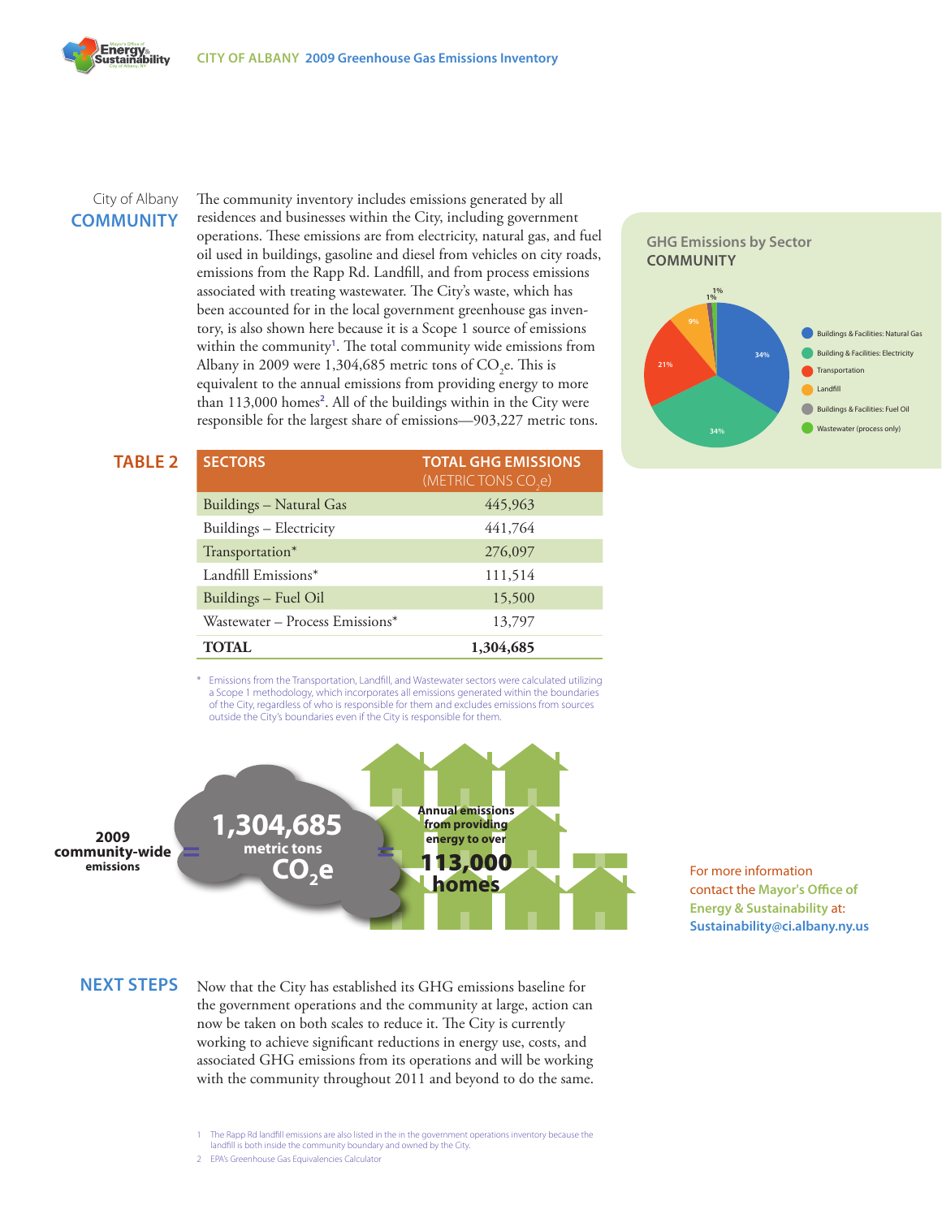City of Albany
## COMMUNITY

The community inventory includes emissions generated by all residences and businesses within the City, including government operations. These emissions are from electricity, natural gas, and fuel oil used in buildings, gasoline and diesel from vehicles on city roads, emissions from the Rapp Rd. Landfill, and from process emissions associated with treating wastewater. The City's waste, which has been accounted for in the local government greenhouse gas inventory, is also shown here because it is a Scope 1 source of emissions within the community[1]. The total community wide emissions from Albany in 2009 were 1,304,685 metric tons of $CO_2$e. This is equivalent to the annual emissions from providing energy to more than 113,000 homes[2]. All of the buildings within in the City were responsible for the largest share of emissions—903,227 metric tons.

GHG Emissions by Sector
COMMUNITY

34%
34%
21%
9%
1%
1%

Buildings & Facilities: Natural Gas
Building & Facilities: Electricity
Transportation
Landfill
Buildings & Facilities: Fuel Oil
Wastewater (process only)

**TABLE 2**

| SECTORS | TOTAL GHG EMISSIONS (METRIC TONS $CO_2$e) |
|---|---|
| Buildings – Natural Gas | 445,963 |
| Buildings – Electricity | 441,764 |
| Transportation* | 276,097 |
| Landfill Emissions* | 111,514 |
| Buildings – Fuel Oil | 15,500 |
| Wastewater – Process Emissions* | 13,797 |
| **TOTAL** | **1,304,685** |

\* Emissions from the Transportation, Landfill, and Wastewater sectors were calculated utilizing a Scope 1 methodology, which incorporates all emissions generated within the boundaries of the City, regardless of who is responsible for them and excludes emissions from sources outside the City's boundaries even if the City is responsible for them.

**2009 community-wide emissions** = **1,304,685 metric tons $CO_2$e** = **Annual emissions from providing energy to over 113,000 homes**

For more information contact the Mayor's Office of Energy & Sustainability at: **Sustainability@ci.albany.ny.us**

## NEXT STEPS

Now that the City has established its GHG emissions baseline for the government operations and the community at large, action can now be taken on both scales to reduce it. The City is currently working to achieve significant reductions in energy use, costs, and associated GHG emissions from its operations and will be working with the community throughout 2011 and beyond to do the same.

1 The Rapp Rd landfill emissions are also listed in the in the government operations inventory because the landfill is both inside the community boundary and owned by the City.

2 EPA's Greenhouse Gas Equivalencies Calculator